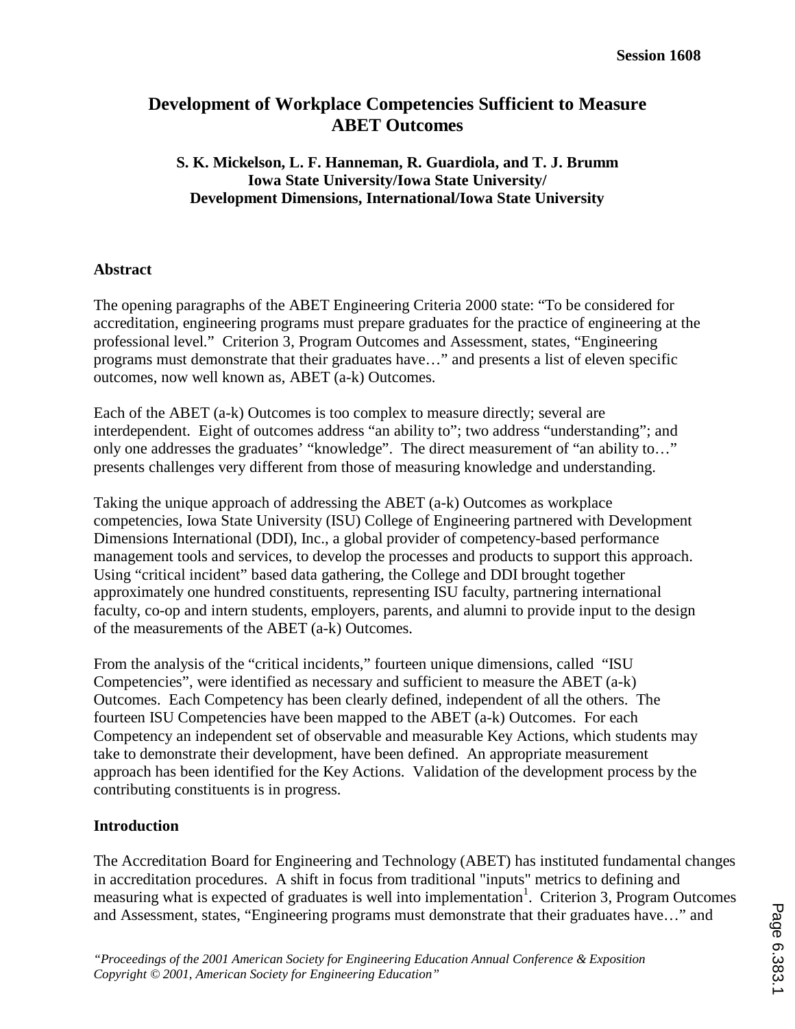# Development of Workplace Competencies Sufficient to Measure ABET Outcomes

**S. K. Mickelson, L. F. Hanneman, R. Guardiola, and T. J. Brumm**
**Iowa State University/Iowa State University/**
**Development Dimensions, International/Iowa State University**

## Abstract

The opening paragraphs of the ABET Engineering Criteria 2000 state: "To be considered for accreditation, engineering programs must prepare graduates for the practice of engineering at the professional level." Criterion 3, Program Outcomes and Assessment, states, "Engineering programs must demonstrate that their graduates have…" and presents a list of eleven specific outcomes, now well known as, ABET (a-k) Outcomes.

Each of the ABET (a-k) Outcomes is too complex to measure directly; several are interdependent. Eight of outcomes address "an ability to"; two address "understanding"; and only one addresses the graduates' "knowledge". The direct measurement of "an ability to…" presents challenges very different from those of measuring knowledge and understanding.

Taking the unique approach of addressing the ABET (a-k) Outcomes as workplace competencies, Iowa State University (ISU) College of Engineering partnered with Development Dimensions International (DDI), Inc., a global provider of competency-based performance management tools and services, to develop the processes and products to support this approach. Using "critical incident" based data gathering, the College and DDI brought together approximately one hundred constituents, representing ISU faculty, partnering international faculty, co-op and intern students, employers, parents, and alumni to provide input to the design of the measurements of the ABET (a-k) Outcomes.

From the analysis of the "critical incidents," fourteen unique dimensions, called "ISU Competencies", were identified as necessary and sufficient to measure the ABET (a-k) Outcomes. Each Competency has been clearly defined, independent of all the others. The fourteen ISU Competencies have been mapped to the ABET (a-k) Outcomes. For each Competency an independent set of observable and measurable Key Actions, which students may take to demonstrate their development, have been defined. An appropriate measurement approach has been identified for the Key Actions. Validation of the development process by the contributing constituents is in progress.

## Introduction

The Accreditation Board for Engineering and Technology (ABET) has instituted fundamental changes in accreditation procedures. A shift in focus from traditional "inputs" metrics to defining and measuring what is expected of graduates is well into implementation[1]. Criterion 3, Program Outcomes and Assessment, states, "Engineering programs must demonstrate that their graduates have…" and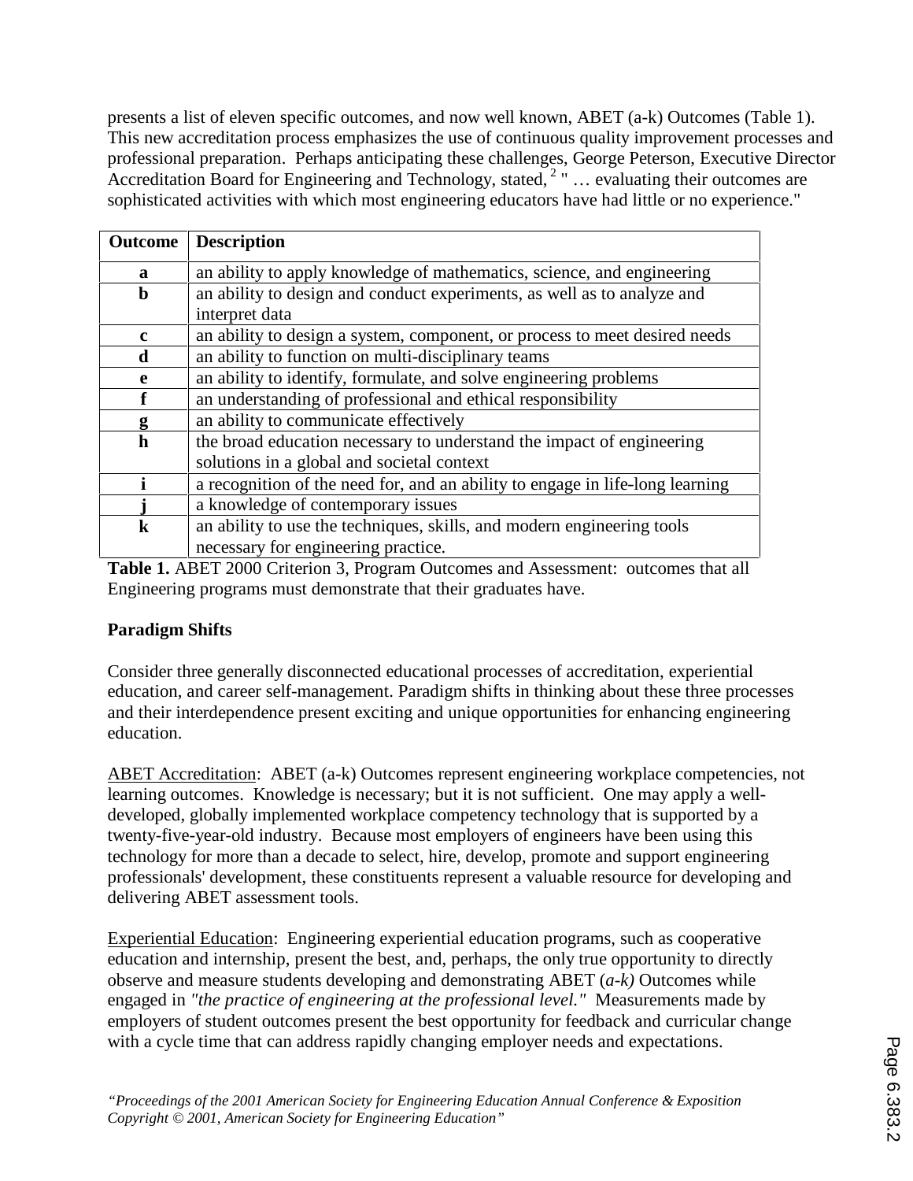presents a list of eleven specific outcomes, and now well known, ABET (a-k) Outcomes (Table 1). This new accreditation process emphasizes the use of continuous quality improvement processes and professional preparation. Perhaps anticipating these challenges, George Peterson, Executive Director Accreditation Board for Engineering and Technology, stated, [2] " … evaluating their outcomes are sophisticated activities with which most engineering educators have had little or no experience."

| Outcome | Description |
|---|---|
| **a** | an ability to apply knowledge of mathematics, science, and engineering |
| **b** | an ability to design and conduct experiments, as well as to analyze and interpret data |
| **c** | an ability to design a system, component, or process to meet desired needs |
| **d** | an ability to function on multi-disciplinary teams |
| **e** | an ability to identify, formulate, and solve engineering problems |
| **f** | an understanding of professional and ethical responsibility |
| **g** | an ability to communicate effectively |
| **h** | the broad education necessary to understand the impact of engineering solutions in a global and societal context |
| **i** | a recognition of the need for, and an ability to engage in life-long learning |
| **j** | a knowledge of contemporary issues |
| **k** | an ability to use the techniques, skills, and modern engineering tools necessary for engineering practice. |

**Table 1.** ABET 2000 Criterion 3, Program Outcomes and Assessment: outcomes that all Engineering programs must demonstrate that their graduates have.

**Paradigm Shifts**

Consider three generally disconnected educational processes of accreditation, experiential education, and career self-management. Paradigm shifts in thinking about these three processes and their interdependence present exciting and unique opportunities for enhancing engineering education.

ABET Accreditation: ABET (a-k) Outcomes represent engineering workplace competencies, not learning outcomes. Knowledge is necessary; but it is not sufficient. One may apply a well-developed, globally implemented workplace competency technology that is supported by a twenty-five-year-old industry. Because most employers of engineers have been using this technology for more than a decade to select, hire, develop, promote and support engineering professionals' development, these constituents represent a valuable resource for developing and delivering ABET assessment tools.

Experiential Education: Engineering experiential education programs, such as cooperative education and internship, present the best, and, perhaps, the only true opportunity to directly observe and measure students developing and demonstrating ABET (*a-k)* Outcomes while engaged in *"the practice of engineering at the professional level."* Measurements made by employers of student outcomes present the best opportunity for feedback and curricular change with a cycle time that can address rapidly changing employer needs and expectations.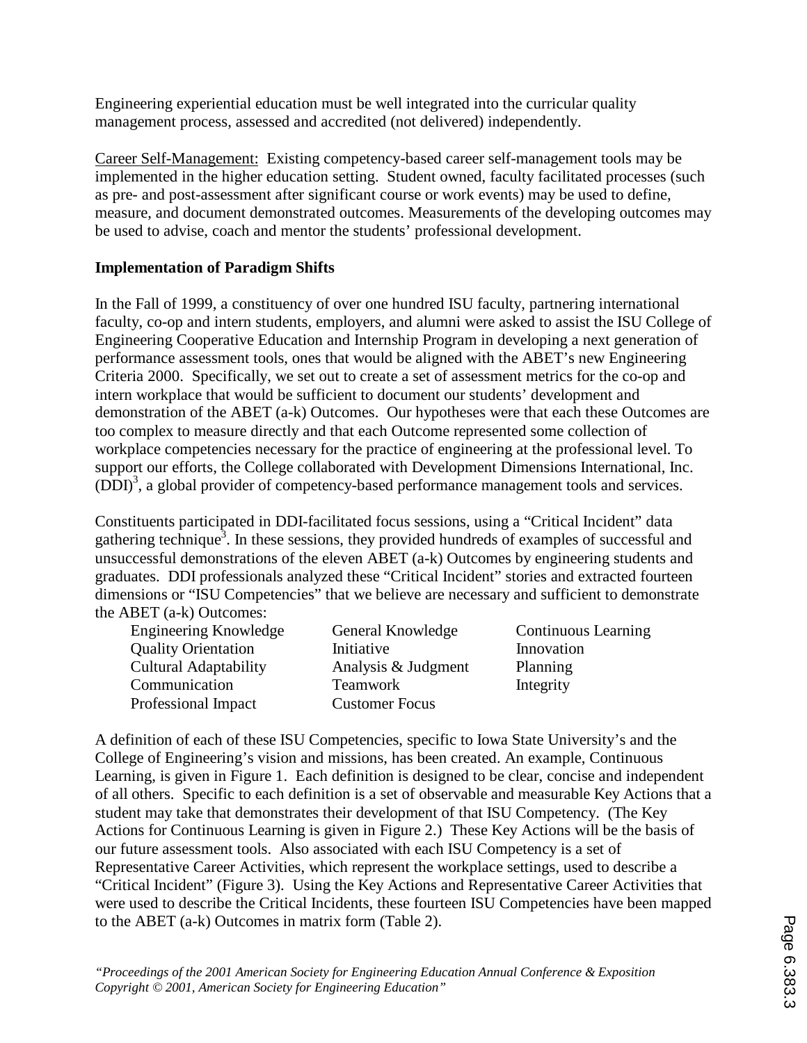Engineering experiential education must be well integrated into the curricular quality management process, assessed and accredited (not delivered) independently.

Career Self-Management: Existing competency-based career self-management tools may be implemented in the higher education setting. Student owned, faculty facilitated processes (such as pre- and post-assessment after significant course or work events) may be used to define, measure, and document demonstrated outcomes. Measurements of the developing outcomes may be used to advise, coach and mentor the students' professional development.

**Implementation of Paradigm Shifts**

In the Fall of 1999, a constituency of over one hundred ISU faculty, partnering international faculty, co-op and intern students, employers, and alumni were asked to assist the ISU College of Engineering Cooperative Education and Internship Program in developing a next generation of performance assessment tools, ones that would be aligned with the ABET's new Engineering Criteria 2000. Specifically, we set out to create a set of assessment metrics for the co-op and intern workplace that would be sufficient to document our students' development and demonstration of the ABET (a-k) Outcomes. Our hypotheses were that each these Outcomes are too complex to measure directly and that each Outcome represented some collection of workplace competencies necessary for the practice of engineering at the professional level. To support our efforts, the College collaborated with Development Dimensions International, Inc. (DDI)[3], a global provider of competency-based performance management tools and services.

Constituents participated in DDI-facilitated focus sessions, using a "Critical Incident" data gathering technique[3]. In these sessions, they provided hundreds of examples of successful and unsuccessful demonstrations of the eleven ABET (a-k) Outcomes by engineering students and graduates. DDI professionals analyzed these "Critical Incident" stories and extracted fourteen dimensions or "ISU Competencies" that we believe are necessary and sufficient to demonstrate the ABET (a-k) Outcomes:

| | | |
|---|---|---|
| Engineering Knowledge | General Knowledge | Continuous Learning |
| Quality Orientation | Initiative | Innovation |
| Cultural Adaptability | Analysis & Judgment | Planning |
| Communication | Teamwork | Integrity |
| Professional Impact | Customer Focus | |

A definition of each of these ISU Competencies, specific to Iowa State University's and the College of Engineering's vision and missions, has been created. An example, Continuous Learning, is given in Figure 1. Each definition is designed to be clear, concise and independent of all others. Specific to each definition is a set of observable and measurable Key Actions that a student may take that demonstrates their development of that ISU Competency. (The Key Actions for Continuous Learning is given in Figure 2.) These Key Actions will be the basis of our future assessment tools. Also associated with each ISU Competency is a set of Representative Career Activities, which represent the workplace settings, used to describe a "Critical Incident" (Figure 3). Using the Key Actions and Representative Career Activities that were used to describe the Critical Incidents, these fourteen ISU Competencies have been mapped to the ABET (a-k) Outcomes in matrix form (Table 2).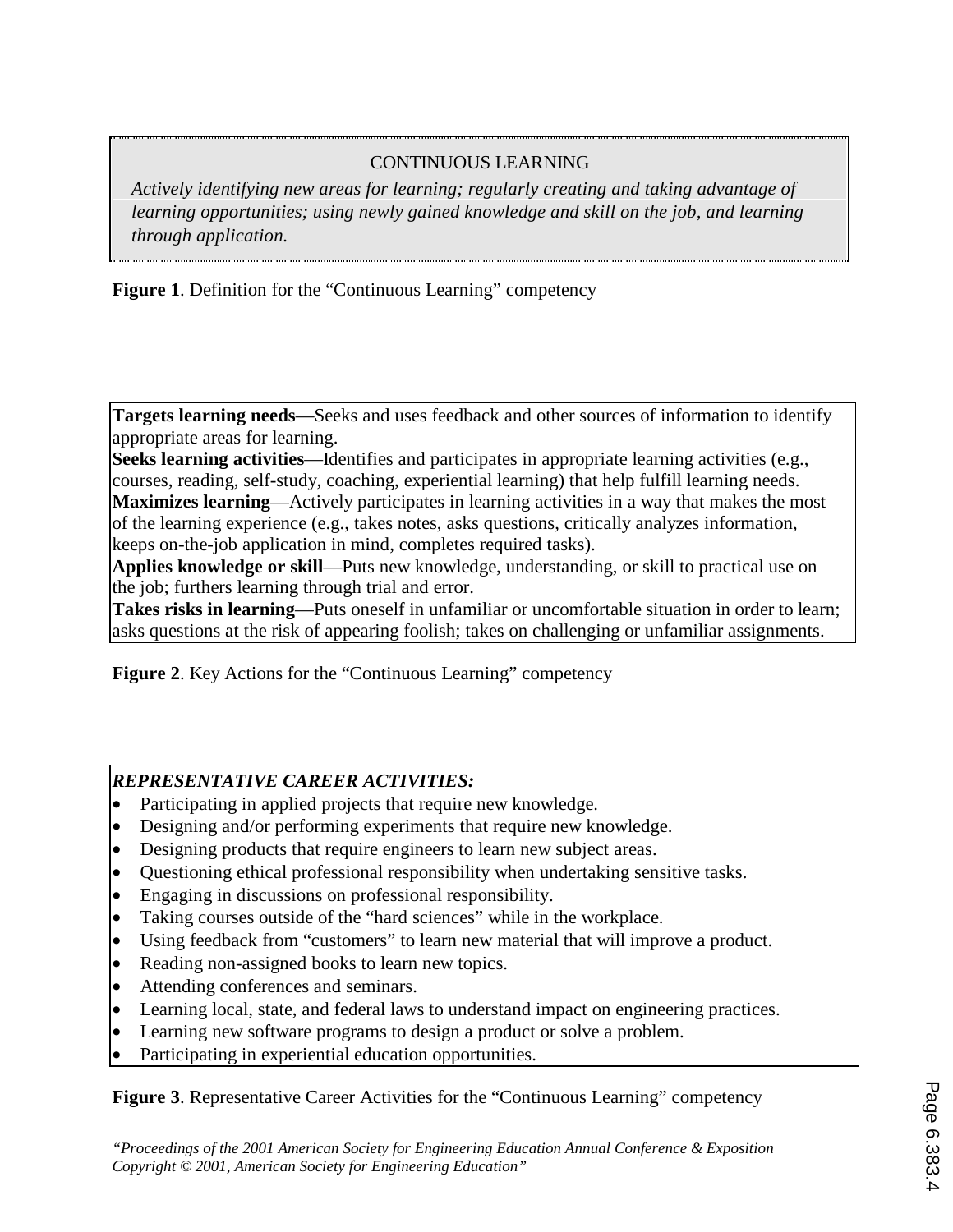CONTINUOUS LEARNING

*Actively identifying new areas for learning; regularly creating and taking advantage of learning opportunities; using newly gained knowledge and skill on the job, and learning through application.*

**Figure 1**. Definition for the "Continuous Learning" competency

**Targets learning needs**—Seeks and uses feedback and other sources of information to identify appropriate areas for learning.
**Seeks learning activities**—Identifies and participates in appropriate learning activities (e.g., courses, reading, self-study, coaching, experiential learning) that help fulfill learning needs.
**Maximizes learning**—Actively participates in learning activities in a way that makes the most of the learning experience (e.g., takes notes, asks questions, critically analyzes information, keeps on-the-job application in mind, completes required tasks).
**Applies knowledge or skill**—Puts new knowledge, understanding, or skill to practical use on the job; furthers learning through trial and error.
**Takes risks in learning**—Puts oneself in unfamiliar or uncomfortable situation in order to learn; asks questions at the risk of appearing foolish; takes on challenging or unfamiliar assignments.

**Figure 2**. Key Actions for the "Continuous Learning" competency

***REPRESENTATIVE CAREER ACTIVITIES:***

- Participating in applied projects that require new knowledge.
- Designing and/or performing experiments that require new knowledge.
- Designing products that require engineers to learn new subject areas.
- Questioning ethical professional responsibility when undertaking sensitive tasks.
- Engaging in discussions on professional responsibility.
- Taking courses outside of the "hard sciences" while in the workplace.
- Using feedback from "customers" to learn new material that will improve a product.
- Reading non-assigned books to learn new topics.
- Attending conferences and seminars.
- Learning local, state, and federal laws to understand impact on engineering practices.
- Learning new software programs to design a product or solve a problem.
- Participating in experiential education opportunities.

**Figure 3**. Representative Career Activities for the "Continuous Learning" competency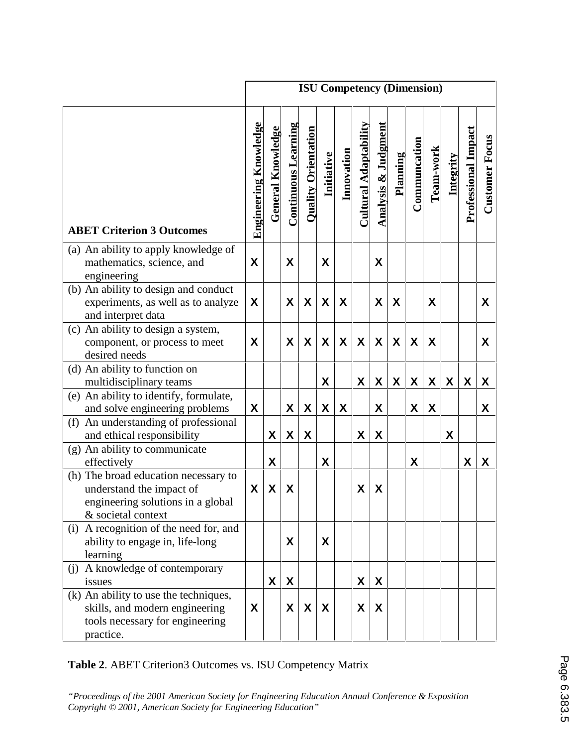| ABET Criterion 3 Outcomes | ISU Competency (Dimension) | | | | | | | | | | | | | |
|---|---|---|---|---|---|---|---|---|---|---|---|---|---|---|
| | Engineering Knowledge | General Knowledge | Continuous Learning | Quality Orientation | Initiative | Innovation | Cultural Adaptability | Analysis & Judgment | Planning | Communcation | Team-work | Integrity | Professional Impact | Customer Focus |
| (a) An ability to apply knowledge of mathematics, science, and engineering | X | | X | | X | | | X | | | | | | |
| (b) An ability to design and conduct experiments, as well as to analyze and interpret data | X | | X | X | X | X | | X | X | | X | | | X |
| (c) An ability to design a system, component, or process to meet desired needs | X | | X | X | X | X | X | X | X | X | X | | | X |
| (d) An ability to function on multidisciplinary teams | | | | | X | | X | X | X | X | X | X | X | X |
| (e) An ability to identify, formulate, and solve engineering problems | X | | X | X | X | X | | X | | X | X | | | X |
| (f) An understanding of professional and ethical responsibility | | X | X | X | | | X | X | | | | X | | |
| (g) An ability to communicate effectively | | X | | | X | | | | | X | | | X | X |
| (h) The broad education necessary to understand the impact of engineering solutions in a global & societal context | X | X | X | | | | X | X | | | | | | |
| (i) A recognition of the need for, and ability to engage in, life-long learning | | | X | | X | | | | | | | | | |
| (j) A knowledge of contemporary issues | | X | X | | | | X | X | | | | | | |
| (k) An ability to use the techniques, skills, and modern engineering tools necessary for engineering practice. | X | | X | X | X | | X | X | | | | | | |

**Table 2**. ABET Criterion3 Outcomes vs. ISU Competency Matrix

*"Proceedings of the 2001 American Society for Engineering Education Annual Conference & Exposition Copyright © 2001, American Society for Engineering Education"*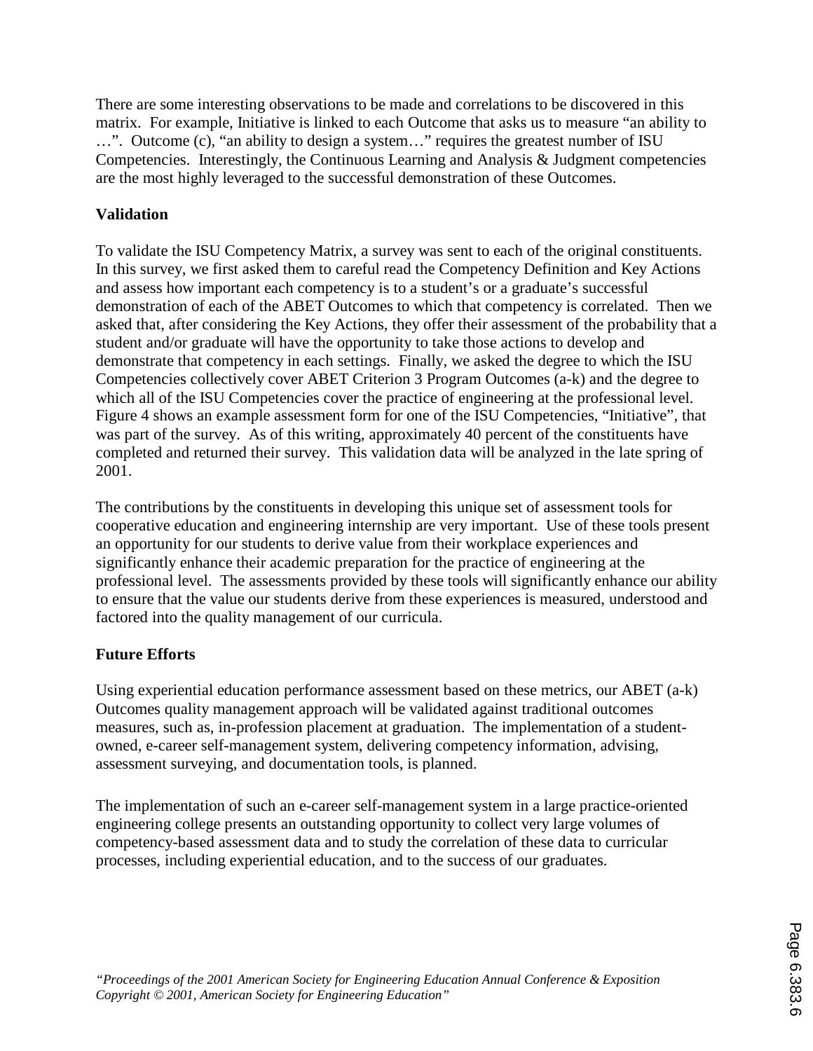There are some interesting observations to be made and correlations to be discovered in this matrix. For example, Initiative is linked to each Outcome that asks us to measure "an ability to …". Outcome (c), "an ability to design a system…" requires the greatest number of ISU Competencies. Interestingly, the Continuous Learning and Analysis & Judgment competencies are the most highly leveraged to the successful demonstration of these Outcomes.

**Validation**

To validate the ISU Competency Matrix, a survey was sent to each of the original constituents. In this survey, we first asked them to careful read the Competency Definition and Key Actions and assess how important each competency is to a student's or a graduate's successful demonstration of each of the ABET Outcomes to which that competency is correlated. Then we asked that, after considering the Key Actions, they offer their assessment of the probability that a student and/or graduate will have the opportunity to take those actions to develop and demonstrate that competency in each settings. Finally, we asked the degree to which the ISU Competencies collectively cover ABET Criterion 3 Program Outcomes (a-k) and the degree to which all of the ISU Competencies cover the practice of engineering at the professional level. Figure 4 shows an example assessment form for one of the ISU Competencies, "Initiative", that was part of the survey. As of this writing, approximately 40 percent of the constituents have completed and returned their survey. This validation data will be analyzed in the late spring of 2001.

The contributions by the constituents in developing this unique set of assessment tools for cooperative education and engineering internship are very important. Use of these tools present an opportunity for our students to derive value from their workplace experiences and significantly enhance their academic preparation for the practice of engineering at the professional level. The assessments provided by these tools will significantly enhance our ability to ensure that the value our students derive from these experiences is measured, understood and factored into the quality management of our curricula.

**Future Efforts**

Using experiential education performance assessment based on these metrics, our ABET (a-k) Outcomes quality management approach will be validated against traditional outcomes measures, such as, in-profession placement at graduation. The implementation of a student-owned, e-career self-management system, delivering competency information, advising, assessment surveying, and documentation tools, is planned.

The implementation of such an e-career self-management system in a large practice-oriented engineering college presents an outstanding opportunity to collect very large volumes of competency-based assessment data and to study the correlation of these data to curricular processes, including experiential education, and to the success of our graduates.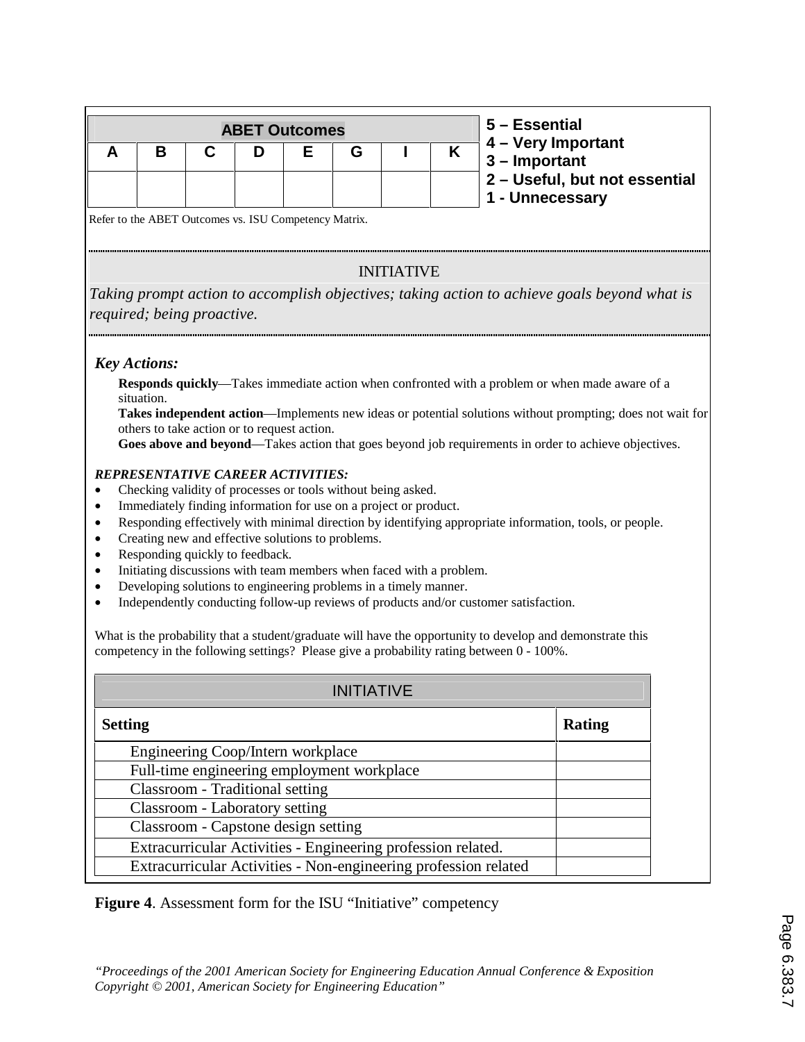| ABET Outcomes | | | | | | | |
|---|---|---|---|---|---|---|---|
| A | B | C | D | E | G | I | K |
| | | | | | | | |

**5 – Essential**
**4 – Very Important**
**3 – Important**
**2 – Useful, but not essential**
**1 - Unnecessary**

Refer to the ABET Outcomes vs. ISU Competency Matrix.

INITIATIVE

*Taking prompt action to accomplish objectives; taking action to achieve goals beyond what is required; being proactive.*

***Key Actions:***

**Responds quickly**—Takes immediate action when confronted with a problem or when made aware of a situation.
**Takes independent action**—Implements new ideas or potential solutions without prompting; does not wait for others to take action or to request action.
**Goes above and beyond**—Takes action that goes beyond job requirements in order to achieve objectives.

***REPRESENTATIVE CAREER ACTIVITIES:***

- Checking validity of processes or tools without being asked.
- Immediately finding information for use on a project or product.
- Responding effectively with minimal direction by identifying appropriate information, tools, or people.
- Creating new and effective solutions to problems.
- Responding quickly to feedback.
- Initiating discussions with team members when faced with a problem.
- Developing solutions to engineering problems in a timely manner.
- Independently conducting follow-up reviews of products and/or customer satisfaction.

What is the probability that a student/graduate will have the opportunity to develop and demonstrate this competency in the following settings? Please give a probability rating between 0 - 100%.

| INITIATIVE | |
|---|---|
| **Setting** | **Rating** |
| Engineering Coop/Intern workplace | |
| Full-time engineering employment workplace | |
| Classroom - Traditional setting | |
| Classroom - Laboratory setting | |
| Classroom - Capstone design setting | |
| Extracurricular Activities - Engineering profession related. | |
| Extracurricular Activities - Non-engineering profession related | |

**Figure 4**. Assessment form for the ISU "Initiative" competency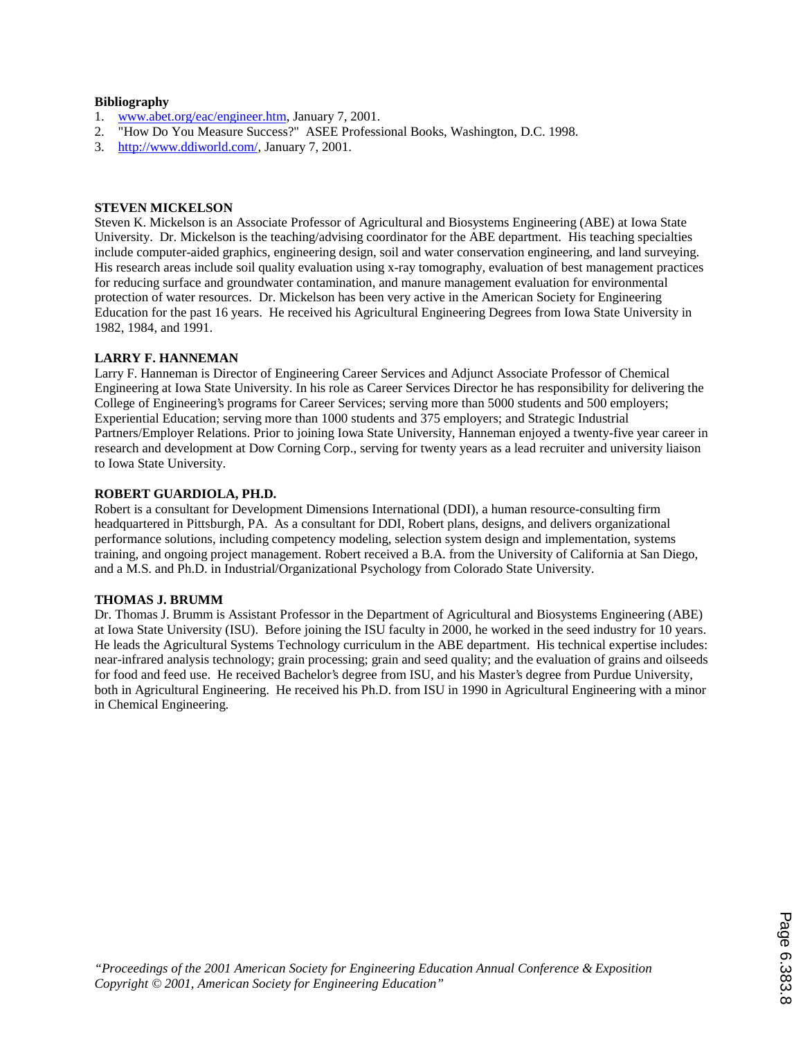**Bibliography**

1. www.abet.org/eac/engineer.htm, January 7, 2001.
2. "How Do You Measure Success?" ASEE Professional Books, Washington, D.C. 1998.
3. http://www.ddiworld.com/, January 7, 2001.

**STEVEN MICKELSON**

Steven K. Mickelson is an Associate Professor of Agricultural and Biosystems Engineering (ABE) at Iowa State University. Dr. Mickelson is the teaching/advising coordinator for the ABE department. His teaching specialties include computer-aided graphics, engineering design, soil and water conservation engineering, and land surveying. His research areas include soil quality evaluation using x-ray tomography, evaluation of best management practices for reducing surface and groundwater contamination, and manure management evaluation for environmental protection of water resources. Dr. Mickelson has been very active in the American Society for Engineering Education for the past 16 years. He received his Agricultural Engineering Degrees from Iowa State University in 1982, 1984, and 1991.

**LARRY F. HANNEMAN**

Larry F. Hanneman is Director of Engineering Career Services and Adjunct Associate Professor of Chemical Engineering at Iowa State University. In his role as Career Services Director he has responsibility for delivering the College of Engineering's programs for Career Services; serving more than 5000 students and 500 employers; Experiential Education; serving more than 1000 students and 375 employers; and Strategic Industrial Partners/Employer Relations. Prior to joining Iowa State University, Hanneman enjoyed a twenty-five year career in research and development at Dow Corning Corp., serving for twenty years as a lead recruiter and university liaison to Iowa State University.

**ROBERT GUARDIOLA, PH.D.**

Robert is a consultant for Development Dimensions International (DDI), a human resource-consulting firm headquartered in Pittsburgh, PA. As a consultant for DDI, Robert plans, designs, and delivers organizational performance solutions, including competency modeling, selection system design and implementation, systems training, and ongoing project management. Robert received a B.A. from the University of California at San Diego, and a M.S. and Ph.D. in Industrial/Organizational Psychology from Colorado State University.

**THOMAS J. BRUMM**

Dr. Thomas J. Brumm is Assistant Professor in the Department of Agricultural and Biosystems Engineering (ABE) at Iowa State University (ISU). Before joining the ISU faculty in 2000, he worked in the seed industry for 10 years. He leads the Agricultural Systems Technology curriculum in the ABE department. His technical expertise includes: near-infrared analysis technology; grain processing; grain and seed quality; and the evaluation of grains and oilseeds for food and feed use. He received Bachelor's degree from ISU, and his Master's degree from Purdue University, both in Agricultural Engineering. He received his Ph.D. from ISU in 1990 in Agricultural Engineering with a minor in Chemical Engineering.